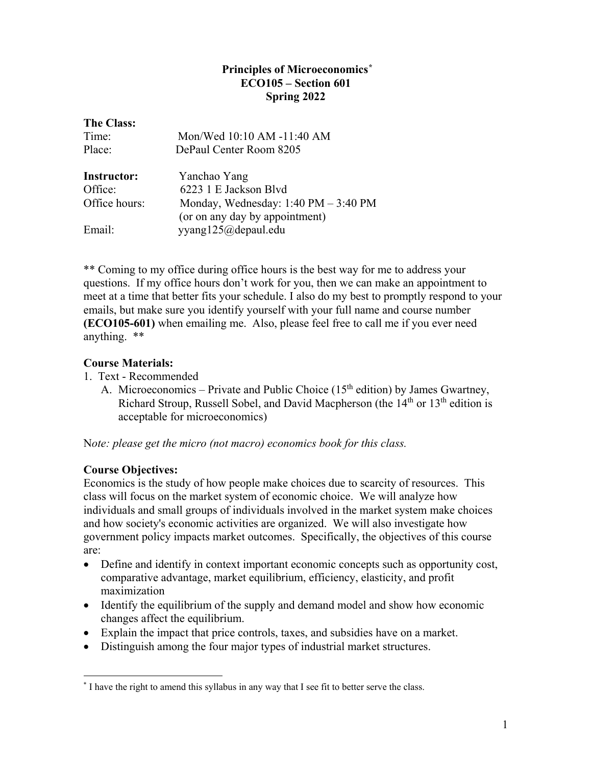# Principles of Microeconomics[*]
## ECO105 – Section 601
## Spring 2022

**The Class:**

Time: Mon/Wed 10:10 AM -11:40 AM
Place: DePaul Center Room 8205

**Instructor:** Yanchao Yang
Office: 6223 1 E Jackson Blvd
Office hours: Monday, Wednesday: 1:40 PM – 3:40 PM
(or on any day by appointment)
Email: yyang125@depaul.edu

** Coming to my office during office hours is the best way for me to address your questions. If my office hours don't work for you, then we can make an appointment to meet at a time that better fits your schedule. I also do my best to promptly respond to your emails, but make sure you identify yourself with your full name and course number **(ECO105-601)** when emailing me. Also, please feel free to call me if you ever need anything. **

### Course Materials:

1. Text - Recommended
   A. Microeconomics – Private and Public Choice (15th edition) by James Gwartney, Richard Stroup, Russell Sobel, and David Macpherson (the 14th or 13th edition is acceptable for microeconomics)

N*ote: please get the micro (not macro) economics book for this class.*

### Course Objectives:

Economics is the study of how people make choices due to scarcity of resources. This class will focus on the market system of economic choice. We will analyze how individuals and small groups of individuals involved in the market system make choices and how society's economic activities are organized. We will also investigate how government policy impacts market outcomes. Specifically, the objectives of this course are:

- Define and identify in context important economic concepts such as opportunity cost, comparative advantage, market equilibrium, efficiency, elasticity, and profit maximization
- Identify the equilibrium of the supply and demand model and show how economic changes affect the equilibrium.
- Explain the impact that price controls, taxes, and subsidies have on a market.
- Distinguish among the four major types of industrial market structures.

[*] I have the right to amend this syllabus in any way that I see fit to better serve the class.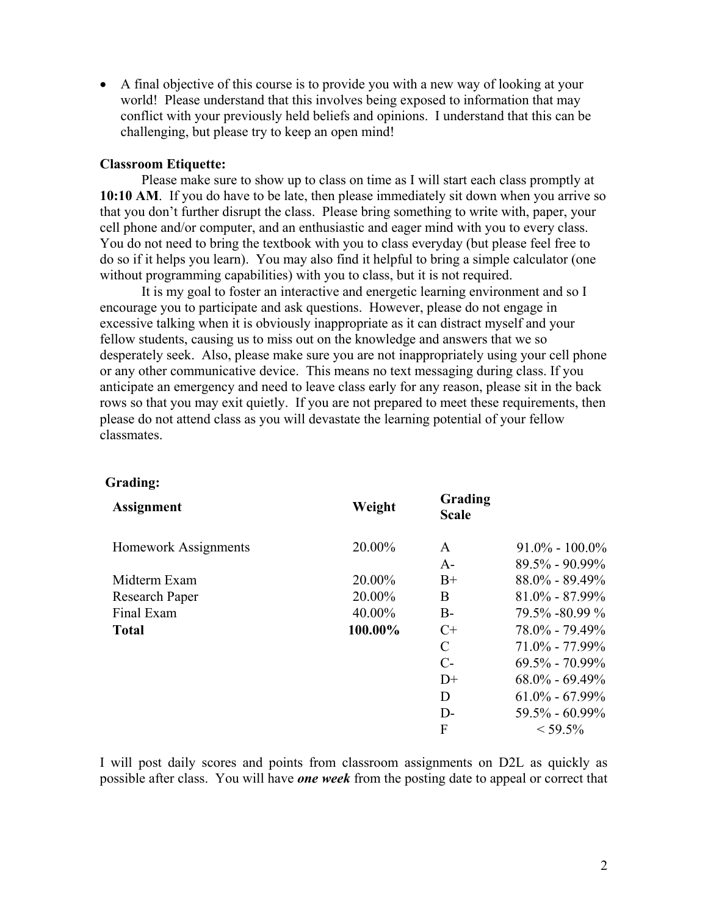- A final objective of this course is to provide you with a new way of looking at your world! Please understand that this involves being exposed to information that may conflict with your previously held beliefs and opinions. I understand that this can be challenging, but please try to keep an open mind!

**Classroom Etiquette:**

Please make sure to show up to class on time as I will start each class promptly at **10:10 AM**. If you do have to be late, then please immediately sit down when you arrive so that you don't further disrupt the class. Please bring something to write with, paper, your cell phone and/or computer, and an enthusiastic and eager mind with you to every class. You do not need to bring the textbook with you to class everyday (but please feel free to do so if it helps you learn). You may also find it helpful to bring a simple calculator (one without programming capabilities) with you to class, but it is not required.

It is my goal to foster an interactive and energetic learning environment and so I encourage you to participate and ask questions. However, please do not engage in excessive talking when it is obviously inappropriate as it can distract myself and your fellow students, causing us to miss out on the knowledge and answers that we so desperately seek. Also, please make sure you are not inappropriately using your cell phone or any other communicative device. This means no text messaging during class. If you anticipate an emergency and need to leave class early for any reason, please sit in the back rows so that you may exit quietly. If you are not prepared to meet these requirements, then please do not attend class as you will devastate the learning potential of your fellow classmates.

**Grading:**

| Assignment | Weight | Grading Scale | |
|---|---|---|---|
| Homework Assignments | 20.00% | A | 91.0% - 100.0% |
| | | A- | 89.5% - 90.99% |
| Midterm Exam | 20.00% | B+ | 88.0% - 89.49% |
| Research Paper | 20.00% | B | 81.0% - 87.99% |
| Final Exam | 40.00% | B- | 79.5% -80.99 % |
| **Total** | **100.00%** | C+ | 78.0% - 79.49% |
| | | C | 71.0% - 77.99% |
| | | C- | 69.5% - 70.99% |
| | | D+ | 68.0% - 69.49% |
| | | D | 61.0% - 67.99% |
| | | D- | 59.5% - 60.99% |
| | | F | < 59.5% |

I will post daily scores and points from classroom assignments on D2L as quickly as possible after class. You will have ***one week*** from the posting date to appeal or correct that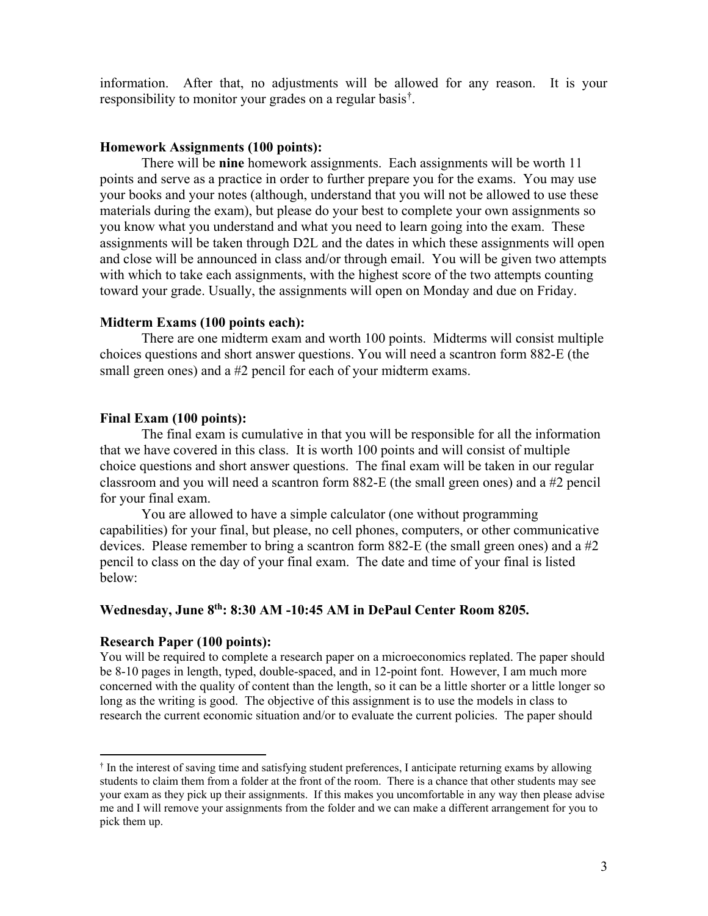information. After that, no adjustments will be allowed for any reason. It is your responsibility to monitor your grades on a regular basis[†].

**Homework Assignments (100 points):**

There will be **nine** homework assignments. Each assignments will be worth 11 points and serve as a practice in order to further prepare you for the exams. You may use your books and your notes (although, understand that you will not be allowed to use these materials during the exam), but please do your best to complete your own assignments so you know what you understand and what you need to learn going into the exam. These assignments will be taken through D2L and the dates in which these assignments will open and close will be announced in class and/or through email. You will be given two attempts with which to take each assignments, with the highest score of the two attempts counting toward your grade. Usually, the assignments will open on Monday and due on Friday.

**Midterm Exams (100 points each):**

There are one midterm exam and worth 100 points. Midterms will consist multiple choices questions and short answer questions. You will need a scantron form 882-E (the small green ones) and a #2 pencil for each of your midterm exams.

**Final Exam (100 points):**

The final exam is cumulative in that you will be responsible for all the information that we have covered in this class. It is worth 100 points and will consist of multiple choice questions and short answer questions. The final exam will be taken in our regular classroom and you will need a scantron form 882-E (the small green ones) and a #2 pencil for your final exam.

You are allowed to have a simple calculator (one without programming capabilities) for your final, but please, no cell phones, computers, or other communicative devices. Please remember to bring a scantron form 882-E (the small green ones) and a #2 pencil to class on the day of your final exam. The date and time of your final is listed below:

**Wednesday, June 8th: 8:30 AM -10:45 AM in DePaul Center Room 8205.**

**Research Paper (100 points):**

You will be required to complete a research paper on a microeconomics replated. The paper should be 8-10 pages in length, typed, double-spaced, and in 12-point font. However, I am much more concerned with the quality of content than the length, so it can be a little shorter or a little longer so long as the writing is good. The objective of this assignment is to use the models in class to research the current economic situation and/or to evaluate the current policies. The paper should

---

[†] In the interest of saving time and satisfying student preferences, I anticipate returning exams by allowing students to claim them from a folder at the front of the room. There is a chance that other students may see your exam as they pick up their assignments. If this makes you uncomfortable in any way then please advise me and I will remove your assignments from the folder and we can make a different arrangement for you to pick them up.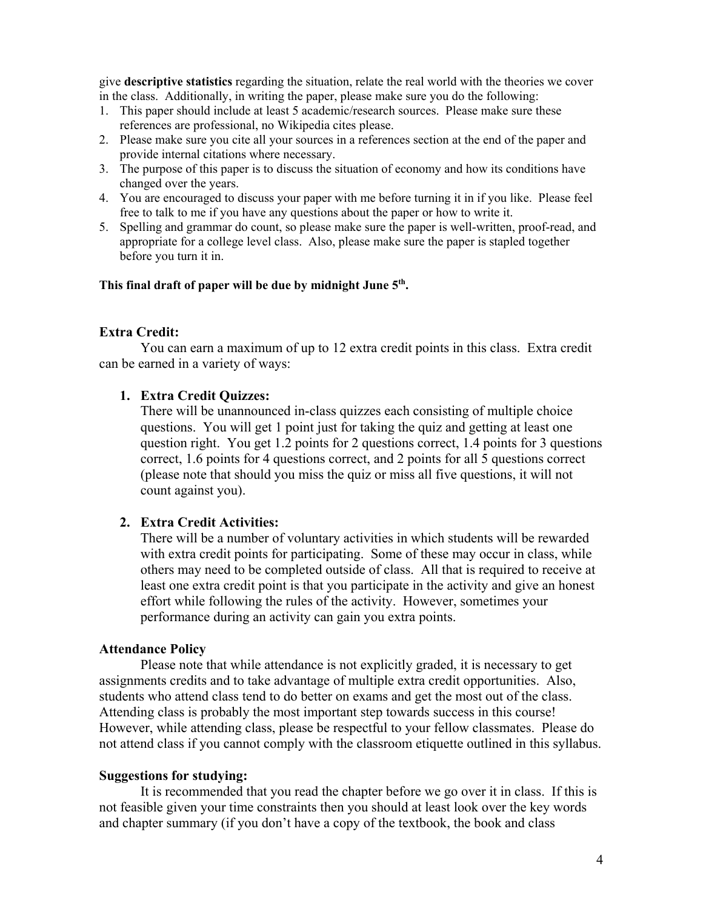give **descriptive statistics** regarding the situation, relate the real world with the theories we cover in the class. Additionally, in writing the paper, please make sure you do the following:

1. This paper should include at least 5 academic/research sources. Please make sure these references are professional, no Wikipedia cites please.
2. Please make sure you cite all your sources in a references section at the end of the paper and provide internal citations where necessary.
3. The purpose of this paper is to discuss the situation of economy and how its conditions have changed over the years.
4. You are encouraged to discuss your paper with me before turning it in if you like. Please feel free to talk to me if you have any questions about the paper or how to write it.
5. Spelling and grammar do count, so please make sure the paper is well-written, proof-read, and appropriate for a college level class. Also, please make sure the paper is stapled together before you turn it in.

**This final draft of paper will be due by midnight June 5th.**

### Extra Credit:

You can earn a maximum of up to 12 extra credit points in this class. Extra credit can be earned in a variety of ways:

1. **Extra Credit Quizzes:**
   There will be unannounced in-class quizzes each consisting of multiple choice questions. You will get 1 point just for taking the quiz and getting at least one question right. You get 1.2 points for 2 questions correct, 1.4 points for 3 questions correct, 1.6 points for 4 questions correct, and 2 points for all 5 questions correct (please note that should you miss the quiz or miss all five questions, it will not count against you).

2. **Extra Credit Activities:**
   There will be a number of voluntary activities in which students will be rewarded with extra credit points for participating. Some of these may occur in class, while others may need to be completed outside of class. All that is required to receive at least one extra credit point is that you participate in the activity and give an honest effort while following the rules of the activity. However, sometimes your performance during an activity can gain you extra points.

### Attendance Policy

Please note that while attendance is not explicitly graded, it is necessary to get assignments credits and to take advantage of multiple extra credit opportunities. Also, students who attend class tend to do better on exams and get the most out of the class. Attending class is probably the most important step towards success in this course! However, while attending class, please be respectful to your fellow classmates. Please do not attend class if you cannot comply with the classroom etiquette outlined in this syllabus.

### Suggestions for studying:

It is recommended that you read the chapter before we go over it in class. If this is not feasible given your time constraints then you should at least look over the key words and chapter summary (if you don't have a copy of the textbook, the book and class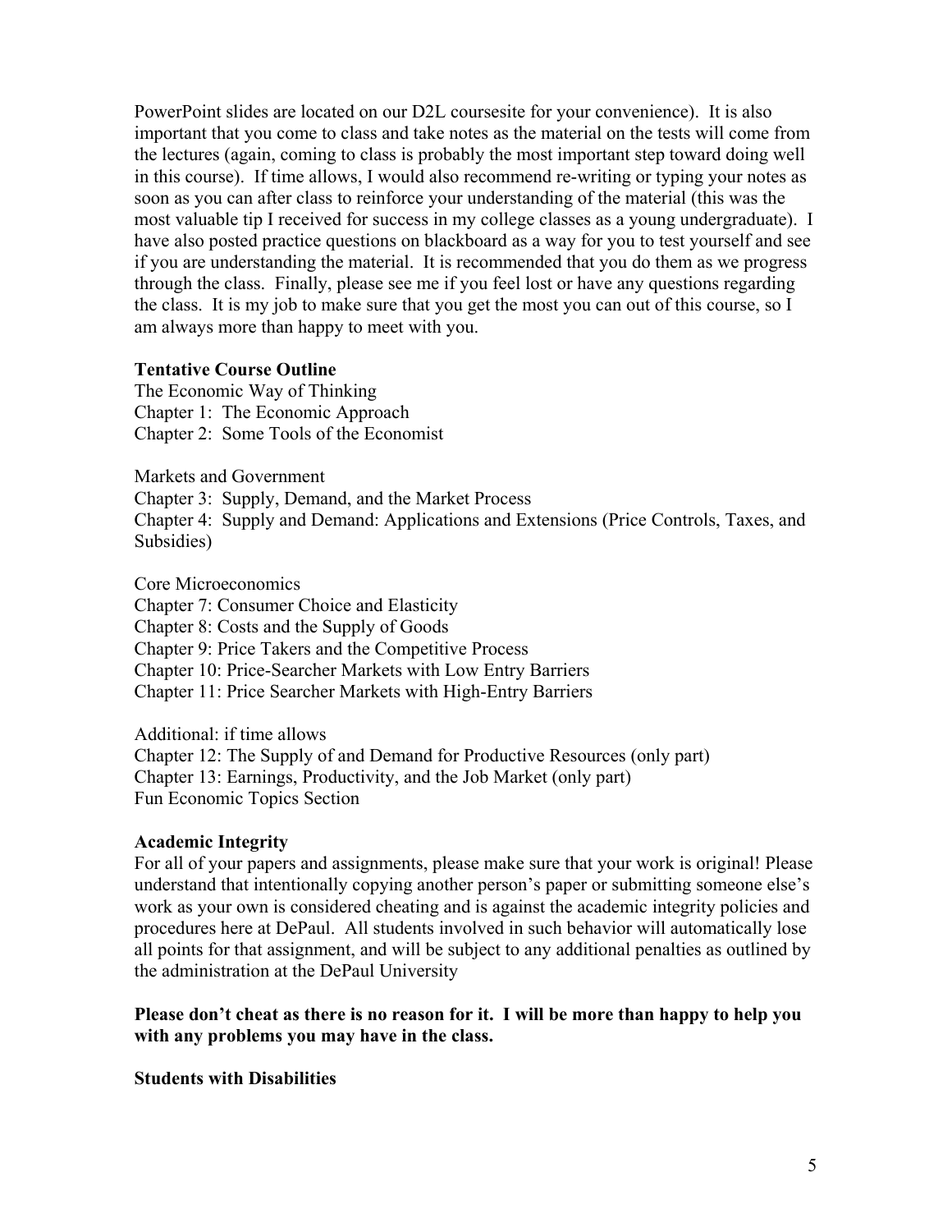PowerPoint slides are located on our D2L coursesite for your convenience). It is also important that you come to class and take notes as the material on the tests will come from the lectures (again, coming to class is probably the most important step toward doing well in this course). If time allows, I would also recommend re-writing or typing your notes as soon as you can after class to reinforce your understanding of the material (this was the most valuable tip I received for success in my college classes as a young undergraduate). I have also posted practice questions on blackboard as a way for you to test yourself and see if you are understanding the material. It is recommended that you do them as we progress through the class. Finally, please see me if you feel lost or have any questions regarding the class. It is my job to make sure that you get the most you can out of this course, so I am always more than happy to meet with you.

**Tentative Course Outline**

The Economic Way of Thinking
Chapter 1: The Economic Approach
Chapter 2: Some Tools of the Economist

Markets and Government
Chapter 3: Supply, Demand, and the Market Process
Chapter 4: Supply and Demand: Applications and Extensions (Price Controls, Taxes, and Subsidies)

Core Microeconomics
Chapter 7: Consumer Choice and Elasticity
Chapter 8: Costs and the Supply of Goods
Chapter 9: Price Takers and the Competitive Process
Chapter 10: Price-Searcher Markets with Low Entry Barriers
Chapter 11: Price Searcher Markets with High-Entry Barriers

Additional: if time allows
Chapter 12: The Supply of and Demand for Productive Resources (only part)
Chapter 13: Earnings, Productivity, and the Job Market (only part)
Fun Economic Topics Section

**Academic Integrity**

For all of your papers and assignments, please make sure that your work is original! Please understand that intentionally copying another person's paper or submitting someone else's work as your own is considered cheating and is against the academic integrity policies and procedures here at DePaul. All students involved in such behavior will automatically lose all points for that assignment, and will be subject to any additional penalties as outlined by the administration at the DePaul University

**Please don't cheat as there is no reason for it. I will be more than happy to help you with any problems you may have in the class.**

**Students with Disabilities**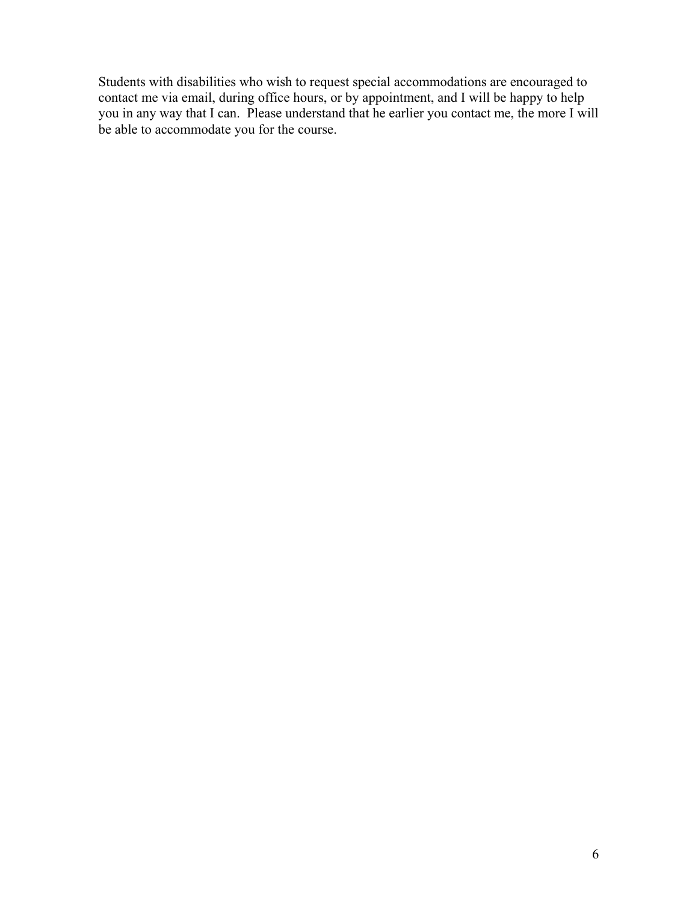Students with disabilities who wish to request special accommodations are encouraged to contact me via email, during office hours, or by appointment, and I will be happy to help you in any way that I can. Please understand that he earlier you contact me, the more I will be able to accommodate you for the course.